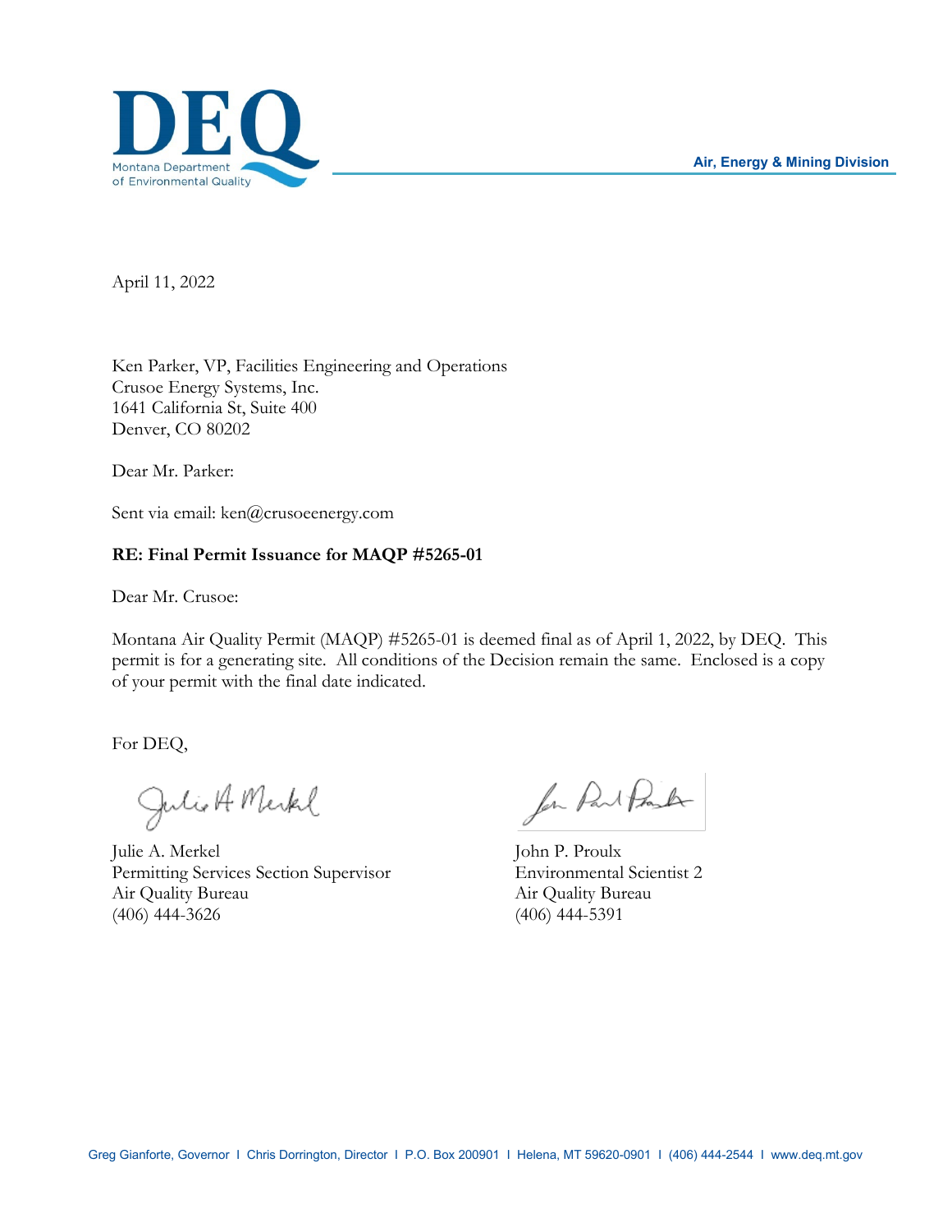DEQ

Montana Department of Environmental Quality

Air, Energy & Mining Division

April 11, 2022

Ken Parker, VP, Facilities Engineering and Operations
Crusoe Energy Systems, Inc.
1641 California St, Suite 400
Denver, CO 80202

Dear Mr. Parker:

Sent via email: ken@crusoeenergy.com

**RE: Final Permit Issuance for MAQP #5265-01**

Dear Mr. Crusoe:

Montana Air Quality Permit (MAQP) #5265-01 is deemed final as of April 1, 2022, by DEQ. This permit is for a generating site. All conditions of the Decision remain the same. Enclosed is a copy of your permit with the final date indicated.

For DEQ,

Julie A. Merkel
Permitting Services Section Supervisor
Air Quality Bureau
(406) 444-3626

John P. Proulx
Environmental Scientist 2
Air Quality Bureau
(406) 444-5391

Greg Gianforte, Governor I Chris Dorrington, Director I P.O. Box 200901 I Helena, MT 59620-0901 I (406) 444-2544 I www.deq.mt.gov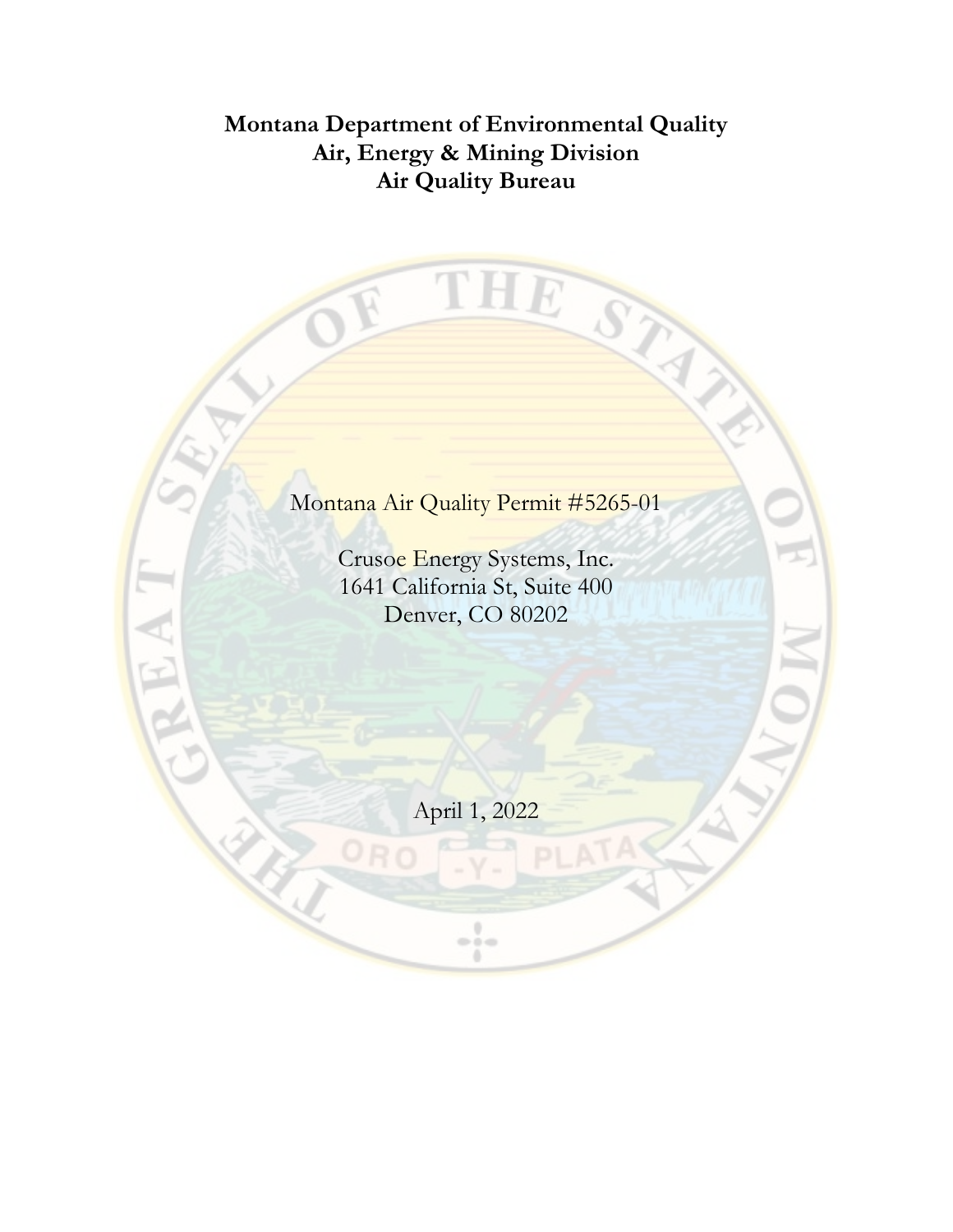**Montana Department of Environmental Quality**
**Air, Energy & Mining Division**
**Air Quality Bureau**

Montana Air Quality Permit #5265-01

Crusoe Energy Systems, Inc.
1641 California St, Suite 400
Denver, CO 80202

April 1, 2022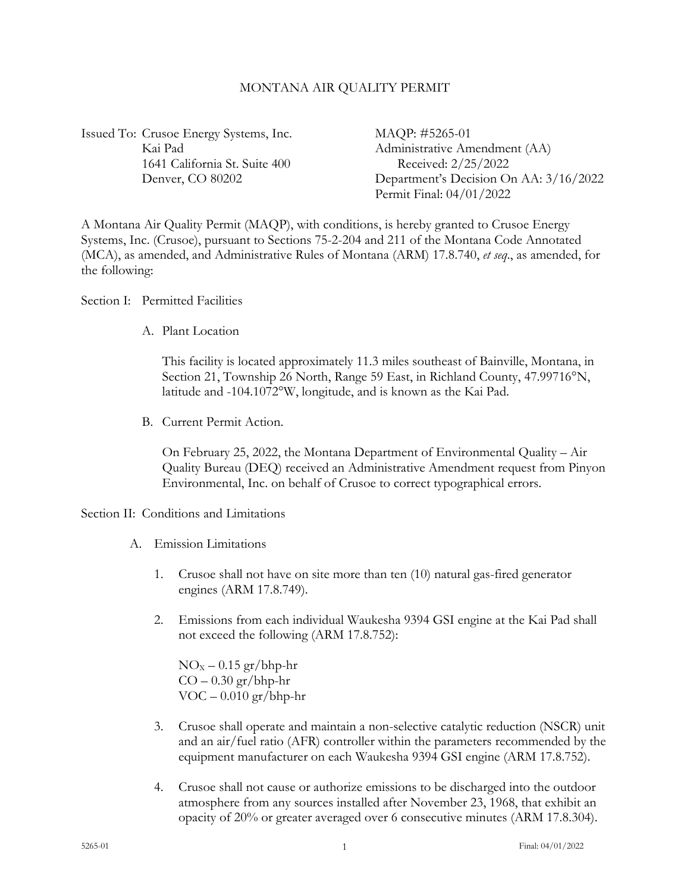# MONTANA AIR QUALITY PERMIT

Issued To: Crusoe Energy Systems, Inc.
Kai Pad
1641 California St. Suite 400
Denver, CO 80202

MAQP: #5265-01
Administrative Amendment (AA)
Received: 2/25/2022
Department's Decision On AA: 3/16/2022
Permit Final: 04/01/2022

A Montana Air Quality Permit (MAQP), with conditions, is hereby granted to Crusoe Energy Systems, Inc. (Crusoe), pursuant to Sections 75-2-204 and 211 of the Montana Code Annotated (MCA), as amended, and Administrative Rules of Montana (ARM) 17.8.740, *et seq*., as amended, for the following:

## Section I: Permitted Facilities

A. Plant Location

This facility is located approximately 11.3 miles southeast of Bainville, Montana, in Section 21, Township 26 North, Range 59 East, in Richland County, 47.99716°N, latitude and -104.1072°W, longitude, and is known as the Kai Pad.

B. Current Permit Action.

On February 25, 2022, the Montana Department of Environmental Quality – Air Quality Bureau (DEQ) received an Administrative Amendment request from Pinyon Environmental, Inc. on behalf of Crusoe to correct typographical errors.

## Section II: Conditions and Limitations

A. Emission Limitations

1. Crusoe shall not have on site more than ten (10) natural gas-fired generator engines (ARM 17.8.749).

2. Emissions from each individual Waukesha 9394 GSI engine at the Kai Pad shall not exceed the following (ARM 17.8.752):

   $NO_X$ – 0.15 gr/bhp-hr
   CO – 0.30 gr/bhp-hr
   VOC – 0.010 gr/bhp-hr

3. Crusoe shall operate and maintain a non-selective catalytic reduction (NSCR) unit and an air/fuel ratio (AFR) controller within the parameters recommended by the equipment manufacturer on each Waukesha 9394 GSI engine (ARM 17.8.752).

4. Crusoe shall not cause or authorize emissions to be discharged into the outdoor atmosphere from any sources installed after November 23, 1968, that exhibit an opacity of 20% or greater averaged over 6 consecutive minutes (ARM 17.8.304).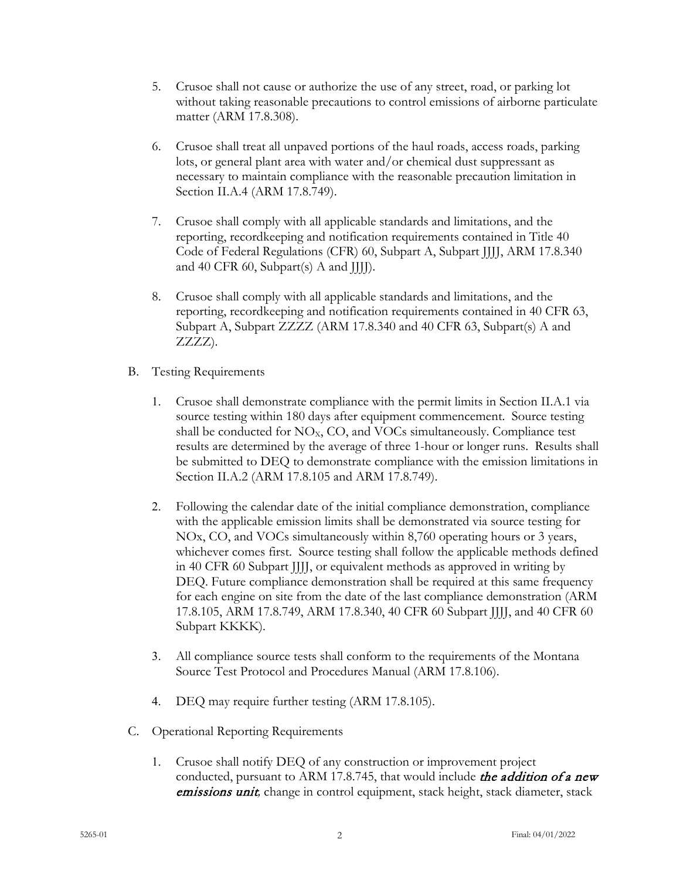5. Crusoe shall not cause or authorize the use of any street, road, or parking lot without taking reasonable precautions to control emissions of airborne particulate matter (ARM 17.8.308).

6. Crusoe shall treat all unpaved portions of the haul roads, access roads, parking lots, or general plant area with water and/or chemical dust suppressant as necessary to maintain compliance with the reasonable precaution limitation in Section II.A.4 (ARM 17.8.749).

7. Crusoe shall comply with all applicable standards and limitations, and the reporting, recordkeeping and notification requirements contained in Title 40 Code of Federal Regulations (CFR) 60, Subpart A, Subpart JJJJ, ARM 17.8.340 and 40 CFR 60, Subpart(s) A and JJJJ).

8. Crusoe shall comply with all applicable standards and limitations, and the reporting, recordkeeping and notification requirements contained in 40 CFR 63, Subpart A, Subpart ZZZZ (ARM 17.8.340 and 40 CFR 63, Subpart(s) A and ZZZZ).

B. Testing Requirements

1. Crusoe shall demonstrate compliance with the permit limits in Section II.A.1 via source testing within 180 days after equipment commencement. Source testing shall be conducted for $NO_X$, CO, and VOCs simultaneously. Compliance test results are determined by the average of three 1-hour or longer runs. Results shall be submitted to DEQ to demonstrate compliance with the emission limitations in Section II.A.2 (ARM 17.8.105 and ARM 17.8.749).

2. Following the calendar date of the initial compliance demonstration, compliance with the applicable emission limits shall be demonstrated via source testing for NOx, CO, and VOCs simultaneously within 8,760 operating hours or 3 years, whichever comes first. Source testing shall follow the applicable methods defined in 40 CFR 60 Subpart JJJJ, or equivalent methods as approved in writing by DEQ. Future compliance demonstration shall be required at this same frequency for each engine on site from the date of the last compliance demonstration (ARM 17.8.105, ARM 17.8.749, ARM 17.8.340, 40 CFR 60 Subpart JJJJ, and 40 CFR 60 Subpart KKKK).

3. All compliance source tests shall conform to the requirements of the Montana Source Test Protocol and Procedures Manual (ARM 17.8.106).

4. DEQ may require further testing (ARM 17.8.105).

C. Operational Reporting Requirements

1. Crusoe shall notify DEQ of any construction or improvement project conducted, pursuant to ARM 17.8.745, that would include ***the addition of a new emissions unit***, change in control equipment, stack height, stack diameter, stack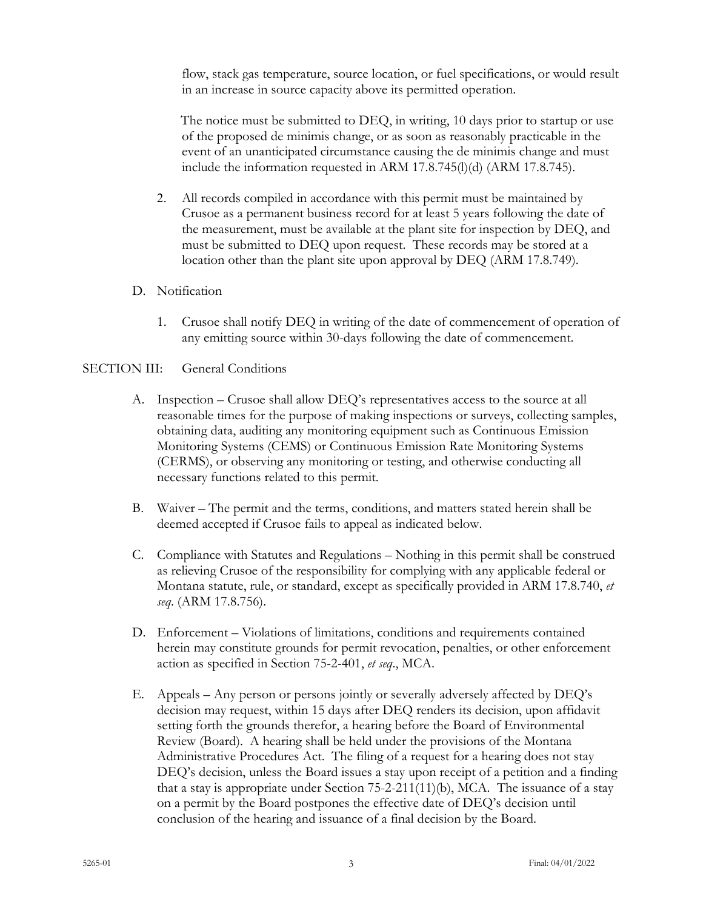flow, stack gas temperature, source location, or fuel specifications, or would result in an increase in source capacity above its permitted operation.

The notice must be submitted to DEQ, in writing, 10 days prior to startup or use of the proposed de minimis change, or as soon as reasonably practicable in the event of an unanticipated circumstance causing the de minimis change and must include the information requested in ARM 17.8.745(l)(d) (ARM 17.8.745).

2. All records compiled in accordance with this permit must be maintained by Crusoe as a permanent business record for at least 5 years following the date of the measurement, must be available at the plant site for inspection by DEQ, and must be submitted to DEQ upon request. These records may be stored at a location other than the plant site upon approval by DEQ (ARM 17.8.749).

D. Notification

1. Crusoe shall notify DEQ in writing of the date of commencement of operation of any emitting source within 30-days following the date of commencement.

SECTION III: General Conditions

A. Inspection – Crusoe shall allow DEQ's representatives access to the source at all reasonable times for the purpose of making inspections or surveys, collecting samples, obtaining data, auditing any monitoring equipment such as Continuous Emission Monitoring Systems (CEMS) or Continuous Emission Rate Monitoring Systems (CERMS), or observing any monitoring or testing, and otherwise conducting all necessary functions related to this permit.

B. Waiver – The permit and the terms, conditions, and matters stated herein shall be deemed accepted if Crusoe fails to appeal as indicated below.

C. Compliance with Statutes and Regulations – Nothing in this permit shall be construed as relieving Crusoe of the responsibility for complying with any applicable federal or Montana statute, rule, or standard, except as specifically provided in ARM 17.8.740, *et seq*. (ARM 17.8.756).

D. Enforcement – Violations of limitations, conditions and requirements contained herein may constitute grounds for permit revocation, penalties, or other enforcement action as specified in Section 75-2-401, *et seq*., MCA.

E. Appeals – Any person or persons jointly or severally adversely affected by DEQ's decision may request, within 15 days after DEQ renders its decision, upon affidavit setting forth the grounds therefor, a hearing before the Board of Environmental Review (Board). A hearing shall be held under the provisions of the Montana Administrative Procedures Act. The filing of a request for a hearing does not stay DEQ's decision, unless the Board issues a stay upon receipt of a petition and a finding that a stay is appropriate under Section 75-2-211(11)(b), MCA. The issuance of a stay on a permit by the Board postpones the effective date of DEQ's decision until conclusion of the hearing and issuance of a final decision by the Board.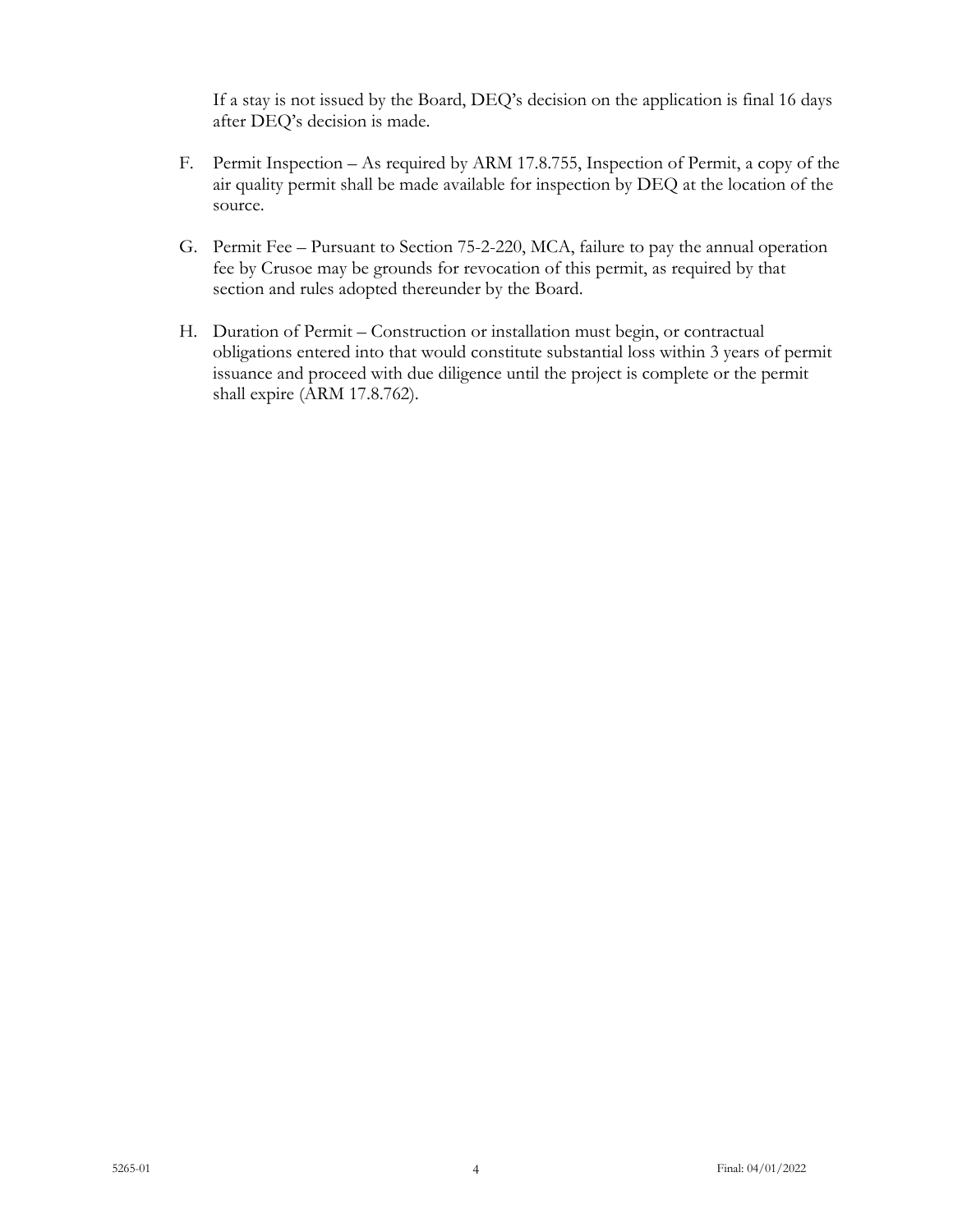If a stay is not issued by the Board, DEQ's decision on the application is final 16 days after DEQ's decision is made.

F. Permit Inspection – As required by ARM 17.8.755, Inspection of Permit, a copy of the air quality permit shall be made available for inspection by DEQ at the location of the source.

G. Permit Fee – Pursuant to Section 75-2-220, MCA, failure to pay the annual operation fee by Crusoe may be grounds for revocation of this permit, as required by that section and rules adopted thereunder by the Board.

H. Duration of Permit – Construction or installation must begin, or contractual obligations entered into that would constitute substantial loss within 3 years of permit issuance and proceed with due diligence until the project is complete or the permit shall expire (ARM 17.8.762).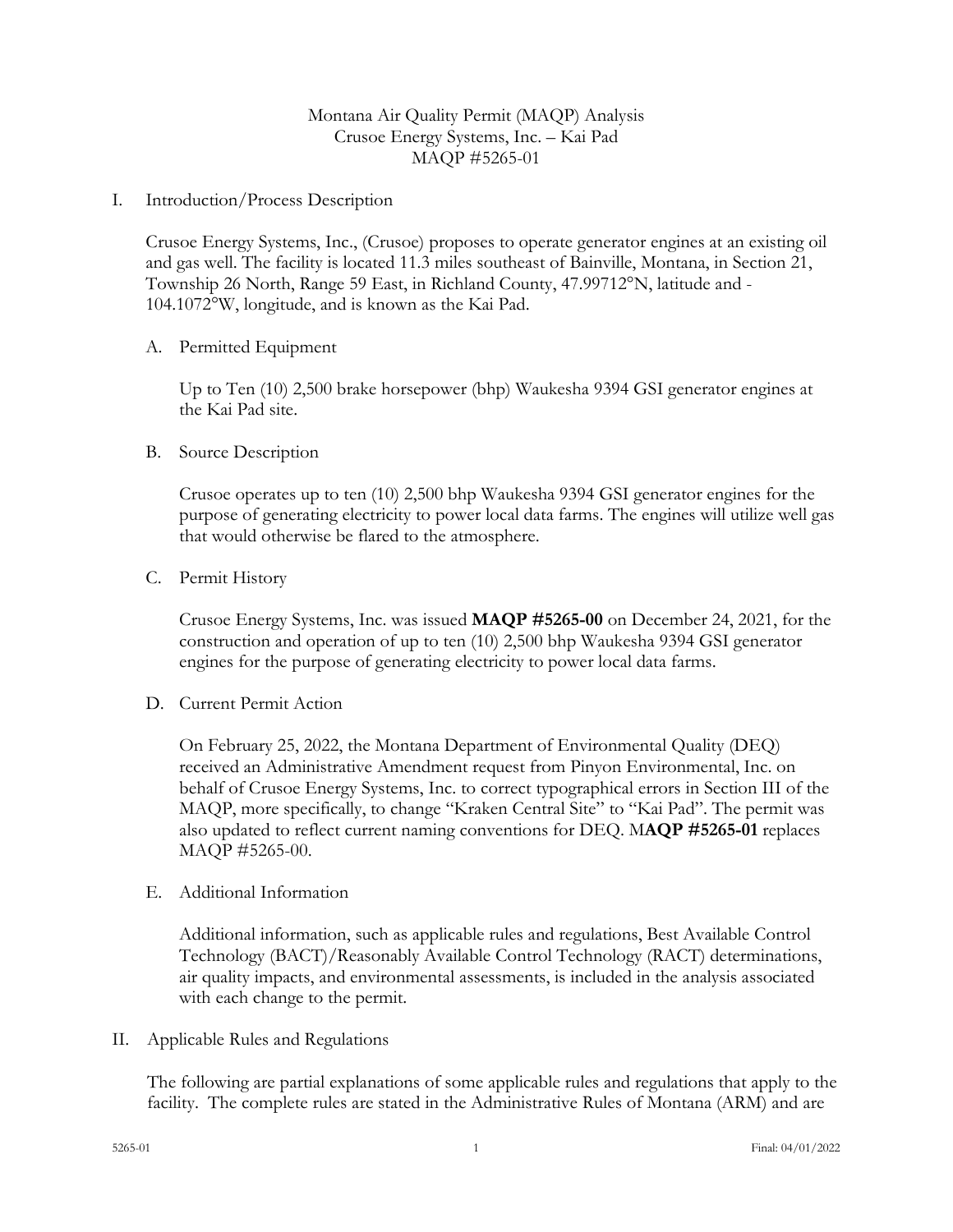Montana Air Quality Permit (MAQP) Analysis
Crusoe Energy Systems, Inc. – Kai Pad
MAQP #5265-01

I. Introduction/Process Description

Crusoe Energy Systems, Inc., (Crusoe) proposes to operate generator engines at an existing oil and gas well. The facility is located 11.3 miles southeast of Bainville, Montana, in Section 21, Township 26 North, Range 59 East, in Richland County, 47.99712°N, latitude and -104.1072°W, longitude, and is known as the Kai Pad.

A. Permitted Equipment

Up to Ten (10) 2,500 brake horsepower (bhp) Waukesha 9394 GSI generator engines at the Kai Pad site.

B. Source Description

Crusoe operates up to ten (10) 2,500 bhp Waukesha 9394 GSI generator engines for the purpose of generating electricity to power local data farms. The engines will utilize well gas that would otherwise be flared to the atmosphere.

C. Permit History

Crusoe Energy Systems, Inc. was issued **MAQP #5265-00** on December 24, 2021, for the construction and operation of up to ten (10) 2,500 bhp Waukesha 9394 GSI generator engines for the purpose of generating electricity to power local data farms.

D. Current Permit Action

On February 25, 2022, the Montana Department of Environmental Quality (DEQ) received an Administrative Amendment request from Pinyon Environmental, Inc. on behalf of Crusoe Energy Systems, Inc. to correct typographical errors in Section III of the MAQP, more specifically, to change "Kraken Central Site" to "Kai Pad". The permit was also updated to reflect current naming conventions for DEQ. M**AQP #5265-01** replaces MAQP #5265-00.

E. Additional Information

Additional information, such as applicable rules and regulations, Best Available Control Technology (BACT)/Reasonably Available Control Technology (RACT) determinations, air quality impacts, and environmental assessments, is included in the analysis associated with each change to the permit.

II. Applicable Rules and Regulations

The following are partial explanations of some applicable rules and regulations that apply to the facility. The complete rules are stated in the Administrative Rules of Montana (ARM) and are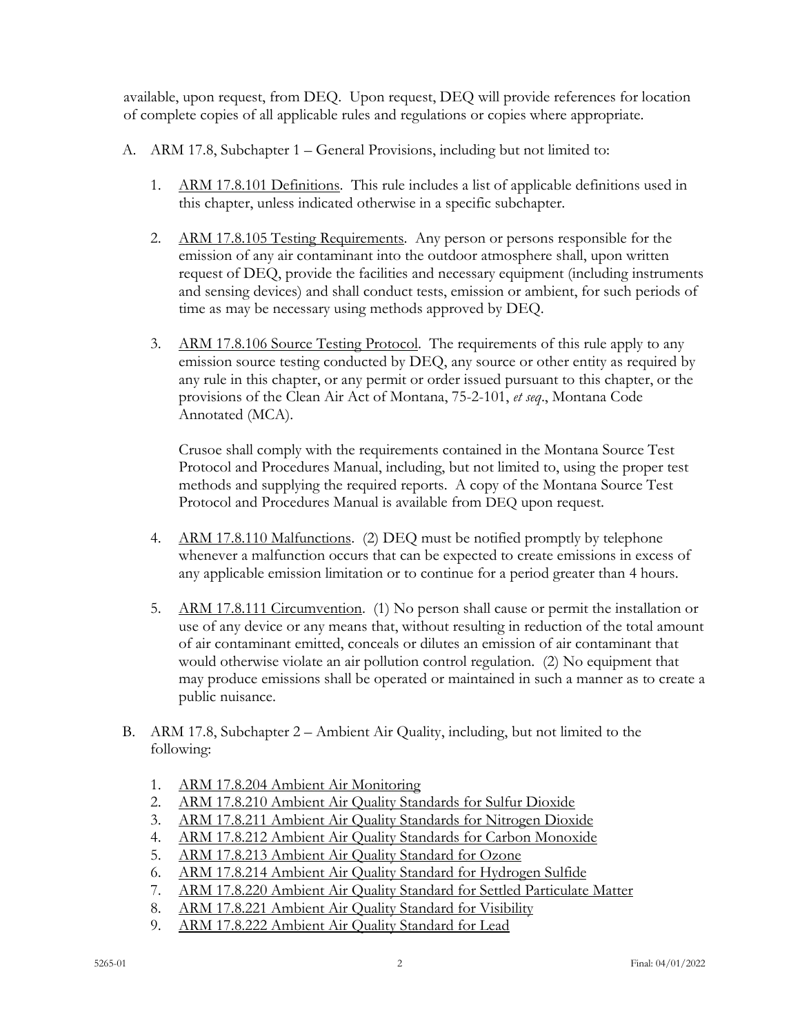available, upon request, from DEQ. Upon request, DEQ will provide references for location of complete copies of all applicable rules and regulations or copies where appropriate.

A. ARM 17.8, Subchapter 1 – General Provisions, including but not limited to:

   1. ARM 17.8.101 Definitions. This rule includes a list of applicable definitions used in this chapter, unless indicated otherwise in a specific subchapter.

   2. ARM 17.8.105 Testing Requirements. Any person or persons responsible for the emission of any air contaminant into the outdoor atmosphere shall, upon written request of DEQ, provide the facilities and necessary equipment (including instruments and sensing devices) and shall conduct tests, emission or ambient, for such periods of time as may be necessary using methods approved by DEQ.

   3. ARM 17.8.106 Source Testing Protocol. The requirements of this rule apply to any emission source testing conducted by DEQ, any source or other entity as required by any rule in this chapter, or any permit or order issued pursuant to this chapter, or the provisions of the Clean Air Act of Montana, 75-2-101, *et seq*., Montana Code Annotated (MCA).

      Crusoe shall comply with the requirements contained in the Montana Source Test Protocol and Procedures Manual, including, but not limited to, using the proper test methods and supplying the required reports. A copy of the Montana Source Test Protocol and Procedures Manual is available from DEQ upon request.

   4. ARM 17.8.110 Malfunctions. (2) DEQ must be notified promptly by telephone whenever a malfunction occurs that can be expected to create emissions in excess of any applicable emission limitation or to continue for a period greater than 4 hours.

   5. ARM 17.8.111 Circumvention. (1) No person shall cause or permit the installation or use of any device or any means that, without resulting in reduction of the total amount of air contaminant emitted, conceals or dilutes an emission of air contaminant that would otherwise violate an air pollution control regulation. (2) No equipment that may produce emissions shall be operated or maintained in such a manner as to create a public nuisance.

B. ARM 17.8, Subchapter 2 – Ambient Air Quality, including, but not limited to the following:

   1. ARM 17.8.204 Ambient Air Monitoring
   2. ARM 17.8.210 Ambient Air Quality Standards for Sulfur Dioxide
   3. ARM 17.8.211 Ambient Air Quality Standards for Nitrogen Dioxide
   4. ARM 17.8.212 Ambient Air Quality Standards for Carbon Monoxide
   5. ARM 17.8.213 Ambient Air Quality Standard for Ozone
   6. ARM 17.8.214 Ambient Air Quality Standard for Hydrogen Sulfide
   7. ARM 17.8.220 Ambient Air Quality Standard for Settled Particulate Matter
   8. ARM 17.8.221 Ambient Air Quality Standard for Visibility
   9. ARM 17.8.222 Ambient Air Quality Standard for Lead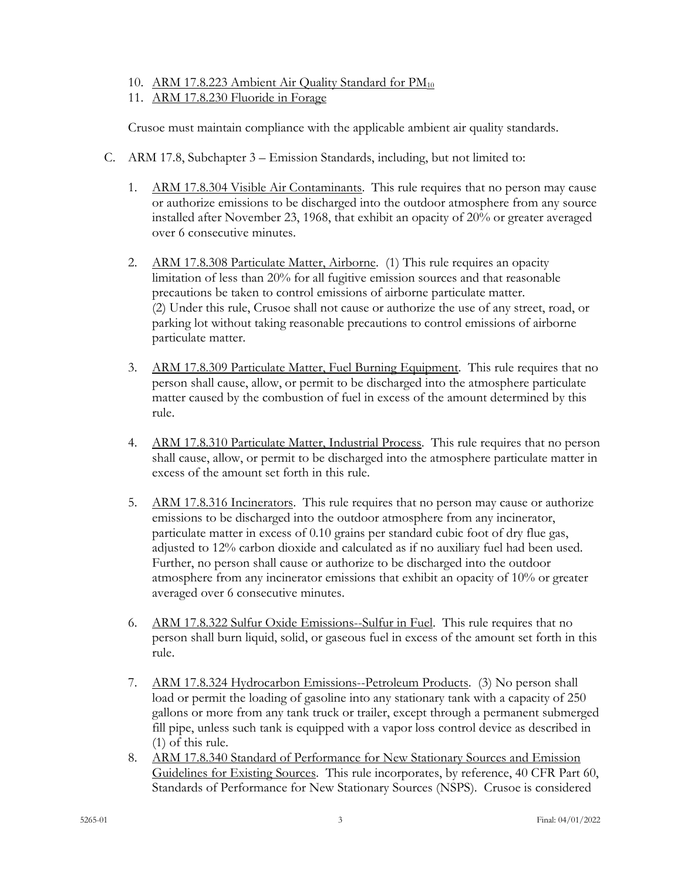10. <u>ARM 17.8.223 Ambient Air Quality Standard for $PM_{10}$</u>
11. <u>ARM 17.8.230 Fluoride in Forage</u>

Crusoe must maintain compliance with the applicable ambient air quality standards.

C. ARM 17.8, Subchapter 3 – Emission Standards, including, but not limited to:

1. <u>ARM 17.8.304 Visible Air Contaminants</u>. This rule requires that no person may cause or authorize emissions to be discharged into the outdoor atmosphere from any source installed after November 23, 1968, that exhibit an opacity of 20% or greater averaged over 6 consecutive minutes.

2. <u>ARM 17.8.308 Particulate Matter, Airborne</u>. (1) This rule requires an opacity limitation of less than 20% for all fugitive emission sources and that reasonable precautions be taken to control emissions of airborne particulate matter. (2) Under this rule, Crusoe shall not cause or authorize the use of any street, road, or parking lot without taking reasonable precautions to control emissions of airborne particulate matter.

3. <u>ARM 17.8.309 Particulate Matter, Fuel Burning Equipment</u>. This rule requires that no person shall cause, allow, or permit to be discharged into the atmosphere particulate matter caused by the combustion of fuel in excess of the amount determined by this rule.

4. <u>ARM 17.8.310 Particulate Matter, Industrial Process</u>. This rule requires that no person shall cause, allow, or permit to be discharged into the atmosphere particulate matter in excess of the amount set forth in this rule.

5. <u>ARM 17.8.316 Incinerators</u>. This rule requires that no person may cause or authorize emissions to be discharged into the outdoor atmosphere from any incinerator, particulate matter in excess of 0.10 grains per standard cubic foot of dry flue gas, adjusted to 12% carbon dioxide and calculated as if no auxiliary fuel had been used. Further, no person shall cause or authorize to be discharged into the outdoor atmosphere from any incinerator emissions that exhibit an opacity of 10% or greater averaged over 6 consecutive minutes.

6. <u>ARM 17.8.322 Sulfur Oxide Emissions--Sulfur in Fuel</u>. This rule requires that no person shall burn liquid, solid, or gaseous fuel in excess of the amount set forth in this rule.

7. <u>ARM 17.8.324 Hydrocarbon Emissions--Petroleum Products</u>. (3) No person shall load or permit the loading of gasoline into any stationary tank with a capacity of 250 gallons or more from any tank truck or trailer, except through a permanent submerged fill pipe, unless such tank is equipped with a vapor loss control device as described in (1) of this rule.

8. <u>ARM 17.8.340 Standard of Performance for New Stationary Sources and Emission Guidelines for Existing Sources</u>. This rule incorporates, by reference, 40 CFR Part 60, Standards of Performance for New Stationary Sources (NSPS). Crusoe is considered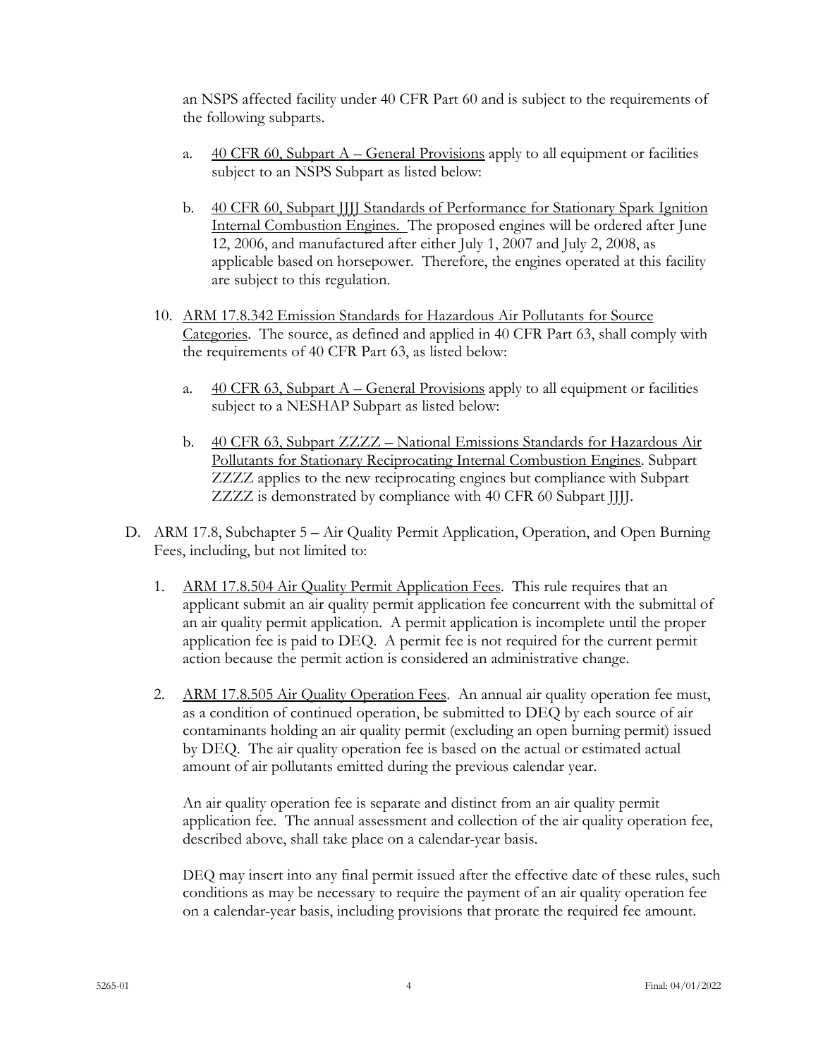an NSPS affected facility under 40 CFR Part 60 and is subject to the requirements of the following subparts.

a. 40 CFR 60, Subpart A – General Provisions apply to all equipment or facilities subject to an NSPS Subpart as listed below:

b. 40 CFR 60, Subpart JJJJ Standards of Performance for Stationary Spark Ignition Internal Combustion Engines. The proposed engines will be ordered after June 12, 2006, and manufactured after either July 1, 2007 and July 2, 2008, as applicable based on horsepower. Therefore, the engines operated at this facility are subject to this regulation.

10. ARM 17.8.342 Emission Standards for Hazardous Air Pollutants for Source Categories. The source, as defined and applied in 40 CFR Part 63, shall comply with the requirements of 40 CFR Part 63, as listed below:

a. 40 CFR 63, Subpart A – General Provisions apply to all equipment or facilities subject to a NESHAP Subpart as listed below:

b. 40 CFR 63, Subpart ZZZZ – National Emissions Standards for Hazardous Air Pollutants for Stationary Reciprocating Internal Combustion Engines. Subpart ZZZZ applies to the new reciprocating engines but compliance with Subpart ZZZZ is demonstrated by compliance with 40 CFR 60 Subpart JJJJ.

D. ARM 17.8, Subchapter 5 – Air Quality Permit Application, Operation, and Open Burning Fees, including, but not limited to:

1. ARM 17.8.504 Air Quality Permit Application Fees. This rule requires that an applicant submit an air quality permit application fee concurrent with the submittal of an air quality permit application. A permit application is incomplete until the proper application fee is paid to DEQ. A permit fee is not required for the current permit action because the permit action is considered an administrative change.

2. ARM 17.8.505 Air Quality Operation Fees. An annual air quality operation fee must, as a condition of continued operation, be submitted to DEQ by each source of air contaminants holding an air quality permit (excluding an open burning permit) issued by DEQ. The air quality operation fee is based on the actual or estimated actual amount of air pollutants emitted during the previous calendar year.

   An air quality operation fee is separate and distinct from an air quality permit application fee. The annual assessment and collection of the air quality operation fee, described above, shall take place on a calendar-year basis.

   DEQ may insert into any final permit issued after the effective date of these rules, such conditions as may be necessary to require the payment of an air quality operation fee on a calendar-year basis, including provisions that prorate the required fee amount.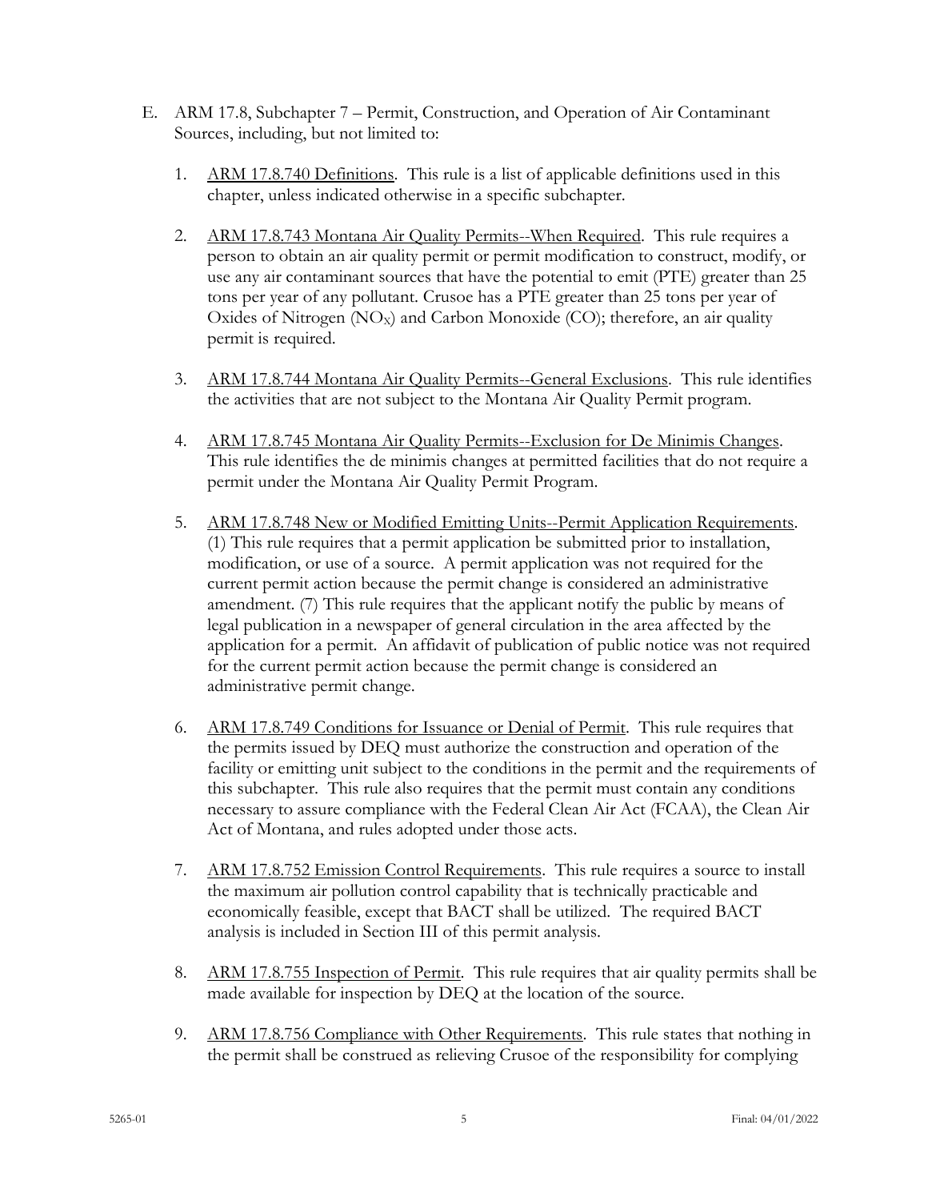E. ARM 17.8, Subchapter 7 – Permit, Construction, and Operation of Air Contaminant Sources, including, but not limited to:

1. ARM 17.8.740 Definitions. This rule is a list of applicable definitions used in this chapter, unless indicated otherwise in a specific subchapter.

2. ARM 17.8.743 Montana Air Quality Permits--When Required. This rule requires a person to obtain an air quality permit or permit modification to construct, modify, or use any air contaminant sources that have the potential to emit (PTE) greater than 25 tons per year of any pollutant. Crusoe has a PTE greater than 25 tons per year of Oxides of Nitrogen ($NO_X$) and Carbon Monoxide (CO); therefore, an air quality permit is required.

3. ARM 17.8.744 Montana Air Quality Permits--General Exclusions. This rule identifies the activities that are not subject to the Montana Air Quality Permit program.

4. ARM 17.8.745 Montana Air Quality Permits--Exclusion for De Minimis Changes. This rule identifies the de minimis changes at permitted facilities that do not require a permit under the Montana Air Quality Permit Program.

5. ARM 17.8.748 New or Modified Emitting Units--Permit Application Requirements. (1) This rule requires that a permit application be submitted prior to installation, modification, or use of a source. A permit application was not required for the current permit action because the permit change is considered an administrative amendment. (7) This rule requires that the applicant notify the public by means of legal publication in a newspaper of general circulation in the area affected by the application for a permit. An affidavit of publication of public notice was not required for the current permit action because the permit change is considered an administrative permit change.

6. ARM 17.8.749 Conditions for Issuance or Denial of Permit. This rule requires that the permits issued by DEQ must authorize the construction and operation of the facility or emitting unit subject to the conditions in the permit and the requirements of this subchapter. This rule also requires that the permit must contain any conditions necessary to assure compliance with the Federal Clean Air Act (FCAA), the Clean Air Act of Montana, and rules adopted under those acts.

7. ARM 17.8.752 Emission Control Requirements. This rule requires a source to install the maximum air pollution control capability that is technically practicable and economically feasible, except that BACT shall be utilized. The required BACT analysis is included in Section III of this permit analysis.

8. ARM 17.8.755 Inspection of Permit. This rule requires that air quality permits shall be made available for inspection by DEQ at the location of the source.

9. ARM 17.8.756 Compliance with Other Requirements. This rule states that nothing in the permit shall be construed as relieving Crusoe of the responsibility for complying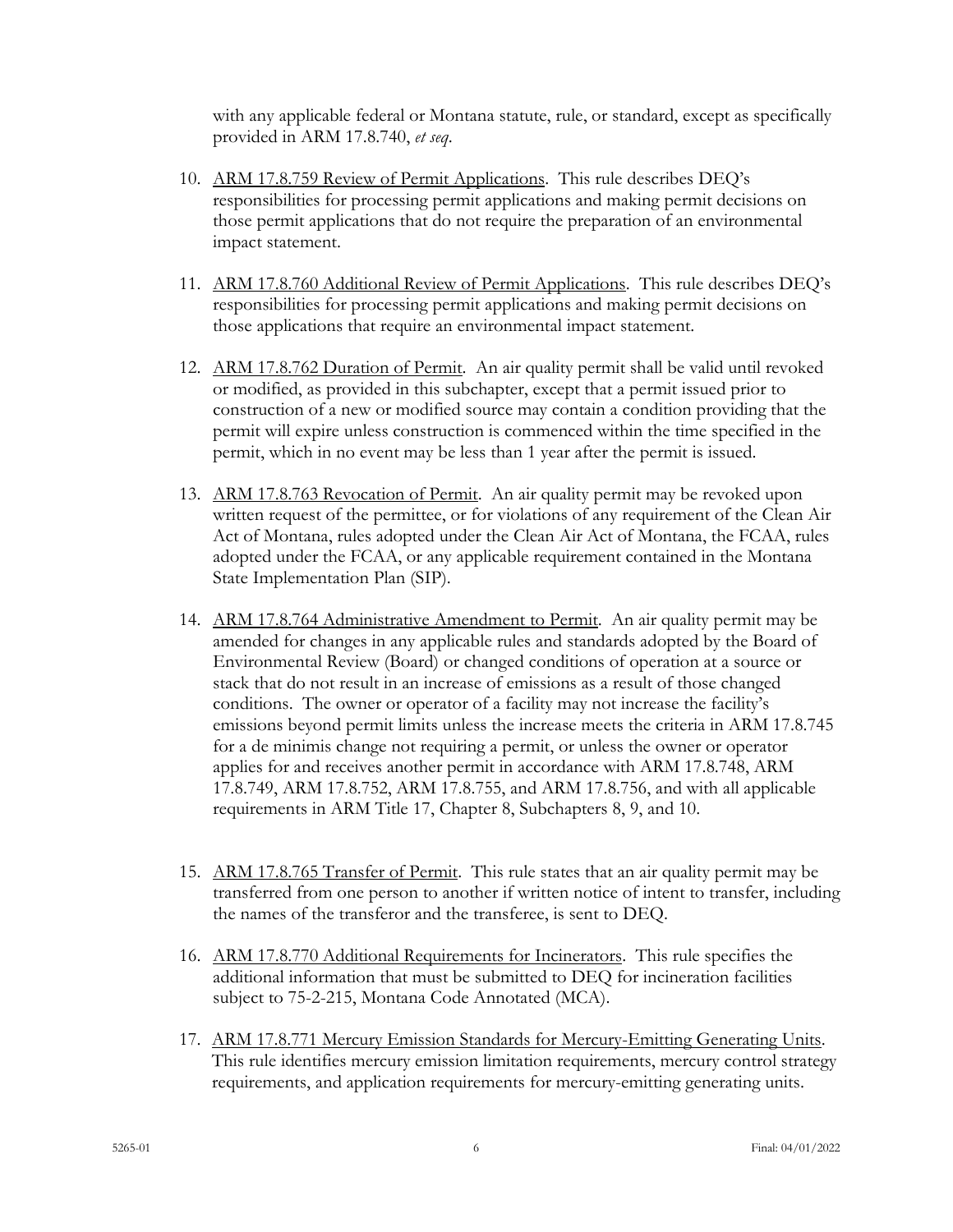with any applicable federal or Montana statute, rule, or standard, except as specifically provided in ARM 17.8.740, *et seq*.

10. ARM 17.8.759 Review of Permit Applications. This rule describes DEQ's responsibilities for processing permit applications and making permit decisions on those permit applications that do not require the preparation of an environmental impact statement.

11. ARM 17.8.760 Additional Review of Permit Applications. This rule describes DEQ's responsibilities for processing permit applications and making permit decisions on those applications that require an environmental impact statement.

12. ARM 17.8.762 Duration of Permit. An air quality permit shall be valid until revoked or modified, as provided in this subchapter, except that a permit issued prior to construction of a new or modified source may contain a condition providing that the permit will expire unless construction is commenced within the time specified in the permit, which in no event may be less than 1 year after the permit is issued.

13. ARM 17.8.763 Revocation of Permit. An air quality permit may be revoked upon written request of the permittee, or for violations of any requirement of the Clean Air Act of Montana, rules adopted under the Clean Air Act of Montana, the FCAA, rules adopted under the FCAA, or any applicable requirement contained in the Montana State Implementation Plan (SIP).

14. ARM 17.8.764 Administrative Amendment to Permit. An air quality permit may be amended for changes in any applicable rules and standards adopted by the Board of Environmental Review (Board) or changed conditions of operation at a source or stack that do not result in an increase of emissions as a result of those changed conditions. The owner or operator of a facility may not increase the facility's emissions beyond permit limits unless the increase meets the criteria in ARM 17.8.745 for a de minimis change not requiring a permit, or unless the owner or operator applies for and receives another permit in accordance with ARM 17.8.748, ARM 17.8.749, ARM 17.8.752, ARM 17.8.755, and ARM 17.8.756, and with all applicable requirements in ARM Title 17, Chapter 8, Subchapters 8, 9, and 10.

15. ARM 17.8.765 Transfer of Permit. This rule states that an air quality permit may be transferred from one person to another if written notice of intent to transfer, including the names of the transferor and the transferee, is sent to DEQ.

16. ARM 17.8.770 Additional Requirements for Incinerators. This rule specifies the additional information that must be submitted to DEQ for incineration facilities subject to 75-2-215, Montana Code Annotated (MCA).

17. ARM 17.8.771 Mercury Emission Standards for Mercury-Emitting Generating Units. This rule identifies mercury emission limitation requirements, mercury control strategy requirements, and application requirements for mercury-emitting generating units.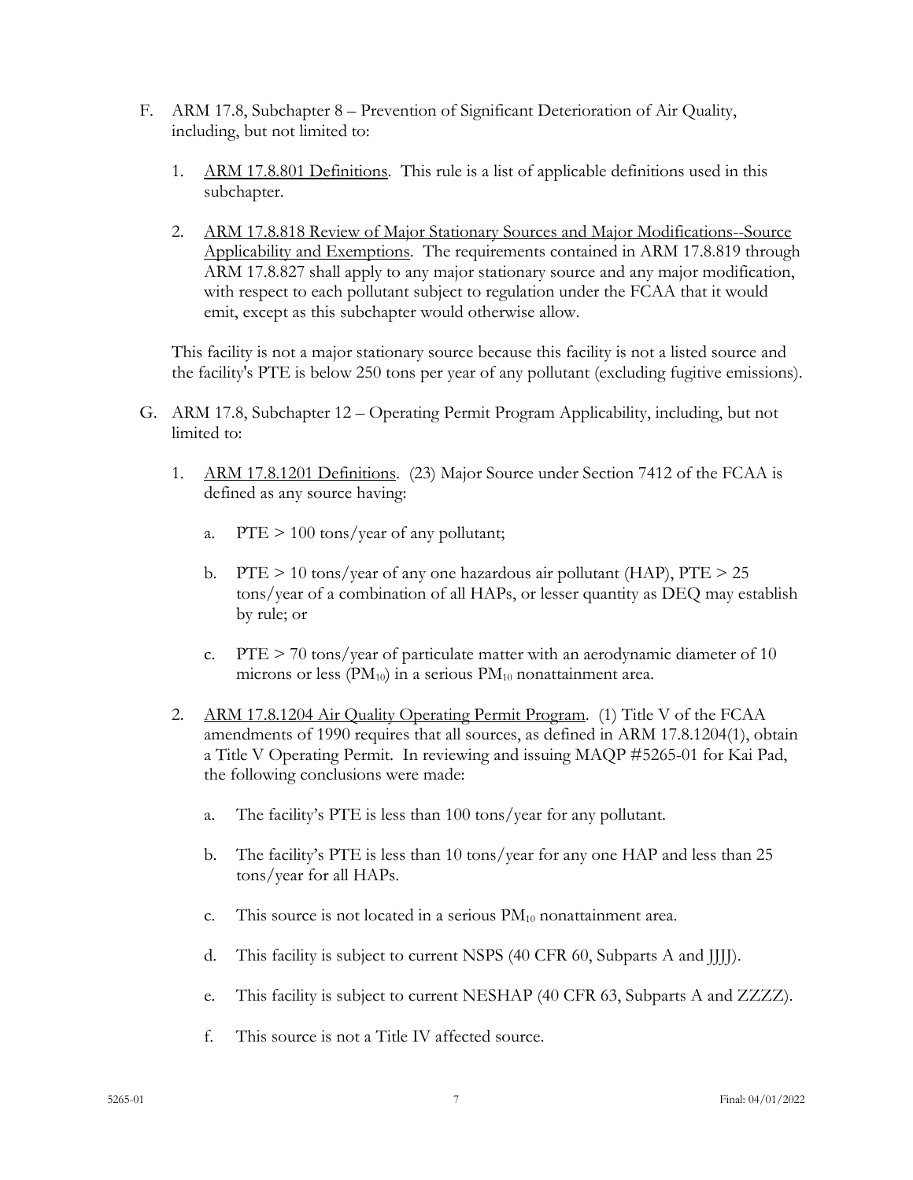F. ARM 17.8, Subchapter 8 – Prevention of Significant Deterioration of Air Quality, including, but not limited to:

   1. ARM 17.8.801 Definitions. This rule is a list of applicable definitions used in this subchapter.

   2. ARM 17.8.818 Review of Major Stationary Sources and Major Modifications--Source Applicability and Exemptions. The requirements contained in ARM 17.8.819 through ARM 17.8.827 shall apply to any major stationary source and any major modification, with respect to each pollutant subject to regulation under the FCAA that it would emit, except as this subchapter would otherwise allow.

   This facility is not a major stationary source because this facility is not a listed source and the facility's PTE is below 250 tons per year of any pollutant (excluding fugitive emissions).

G. ARM 17.8, Subchapter 12 – Operating Permit Program Applicability, including, but not limited to:

   1. ARM 17.8.1201 Definitions. (23) Major Source under Section 7412 of the FCAA is defined as any source having:

      a. PTE > 100 tons/year of any pollutant;

      b. PTE > 10 tons/year of any one hazardous air pollutant (HAP), PTE > 25 tons/year of a combination of all HAPs, or lesser quantity as DEQ may establish by rule; or

      c. PTE > 70 tons/year of particulate matter with an aerodynamic diameter of 10 microns or less ($PM_{10}$) in a serious $PM_{10}$ nonattainment area.

   2. ARM 17.8.1204 Air Quality Operating Permit Program. (1) Title V of the FCAA amendments of 1990 requires that all sources, as defined in ARM 17.8.1204(1), obtain a Title V Operating Permit. In reviewing and issuing MAQP #5265-01 for Kai Pad, the following conclusions were made:

      a. The facility's PTE is less than 100 tons/year for any pollutant.

      b. The facility's PTE is less than 10 tons/year for any one HAP and less than 25 tons/year for all HAPs.

      c. This source is not located in a serious $PM_{10}$ nonattainment area.

      d. This facility is subject to current NSPS (40 CFR 60, Subparts A and JJJJ).

      e. This facility is subject to current NESHAP (40 CFR 63, Subparts A and ZZZZ).

      f. This source is not a Title IV affected source.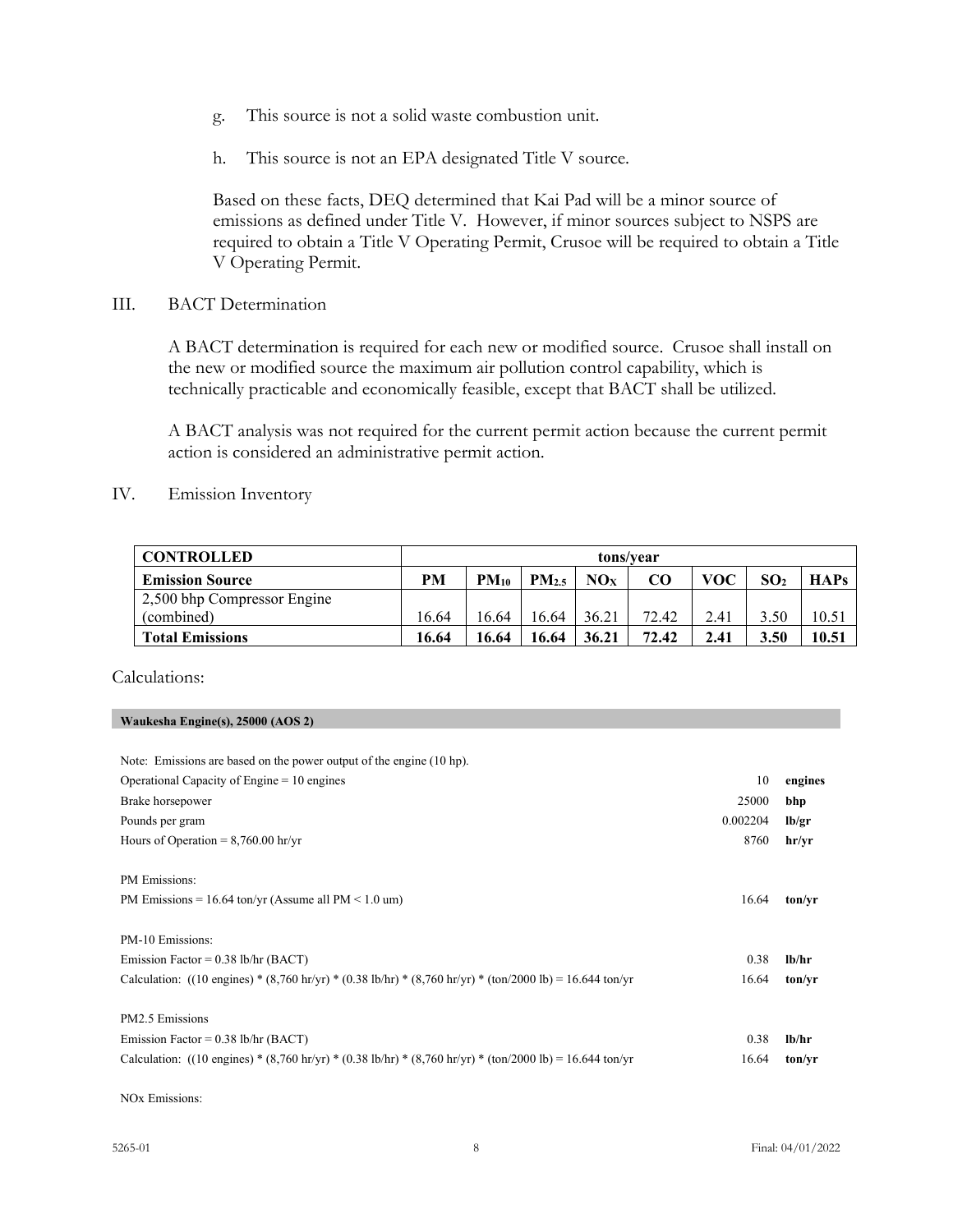g. This source is not a solid waste combustion unit.

h. This source is not an EPA designated Title V source.

Based on these facts, DEQ determined that Kai Pad will be a minor source of emissions as defined under Title V. However, if minor sources subject to NSPS are required to obtain a Title V Operating Permit, Crusoe will be required to obtain a Title V Operating Permit.

## III. BACT Determination

A BACT determination is required for each new or modified source. Crusoe shall install on the new or modified source the maximum air pollution control capability, which is technically practicable and economically feasible, except that BACT shall be utilized.

A BACT analysis was not required for the current permit action because the current permit action is considered an administrative permit action.

## IV. Emission Inventory

| CONTROLLED | tons/year | | | | | | | |
|---|---|---|---|---|---|---|---|---|
| **Emission Source** | **PM** | **$PM_{10}$** | **$PM_{2.5}$** | **$NO_X$** | **CO** | **VOC** | **$SO_2$** | **HAPs** |
| 2,500 bhp Compressor Engine (combined) | 16.64 | 16.64 | 16.64 | 36.21 | 72.42 | 2.41 | 3.50 | 10.51 |
| **Total Emissions** | **16.64** | **16.64** | **16.64** | **36.21** | **72.42** | **2.41** | **3.50** | **10.51** |

Calculations:

**Waukesha Engine(s), 25000 (AOS 2)**

| | | |
|---|---|---|
| Note: Emissions are based on the power output of the engine (10 hp). | | |
| Operational Capacity of Engine = 10 engines | 10 | **engines** |
| Brake horsepower | 25000 | **bhp** |
| Pounds per gram | 0.002204 | **lb/gr** |
| Hours of Operation = 8,760.00 hr/yr | 8760 | **hr/yr** |
| | | |
| PM Emissions: | | |
| PM Emissions = 16.64 ton/yr (Assume all PM < 1.0 um) | 16.64 | **ton/yr** |
| | | |
| PM-10 Emissions: | | |
| Emission Factor = 0.38 lb/hr (BACT) | 0.38 | **lb/hr** |
| Calculation: ((10 engines) * (8,760 hr/yr) * (0.38 lb/hr) * (8,760 hr/yr) * (ton/2000 lb) = 16.644 ton/yr | 16.64 | **ton/yr** |
| | | |
| PM2.5 Emissions | | |
| Emission Factor = 0.38 lb/hr (BACT) | 0.38 | **lb/hr** |
| Calculation: ((10 engines) * (8,760 hr/yr) * (0.38 lb/hr) * (8,760 hr/yr) * (ton/2000 lb) = 16.644 ton/yr | 16.64 | **ton/yr** |

NOx Emissions: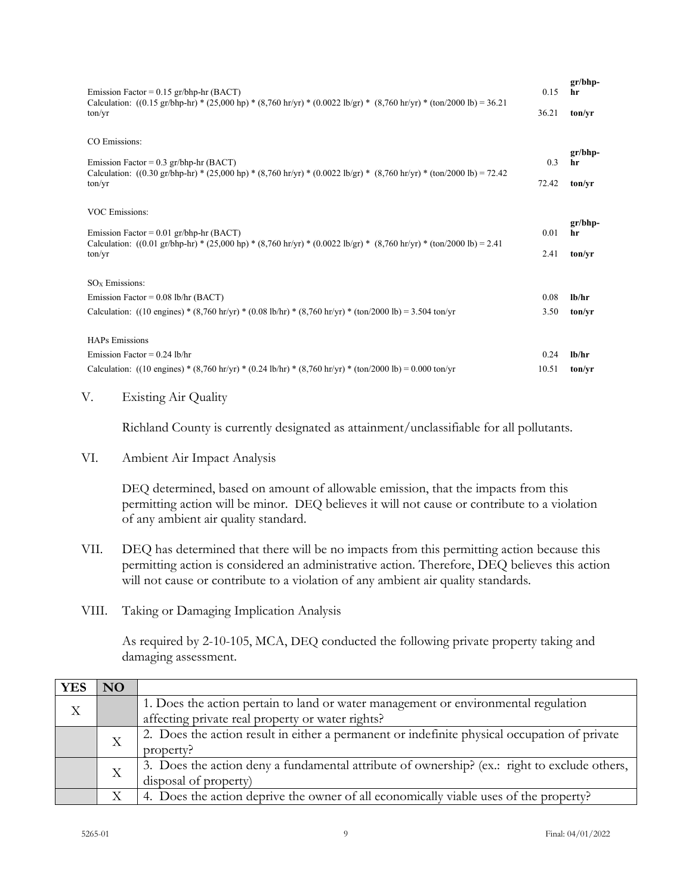Emission Factor = 0.15 gr/bhp-hr (BACT) 0.15 gr/bhp-hr

Calculation: ((0.15 gr/bhp-hr) * (25,000 hp) * (8,760 hr/yr) * (0.0022 lb/gr) * (8,760 hr/yr) * (ton/2000 lb) = 36.21 ton/yr 36.21 ton/yr

CO Emissions:

Emission Factor = 0.3 gr/bhp-hr (BACT) 0.3 gr/bhp-hr

Calculation: ((0.30 gr/bhp-hr) * (25,000 hp) * (8,760 hr/yr) * (0.0022 lb/gr) * (8,760 hr/yr) * (ton/2000 lb) = 72.42 ton/yr 72.42 ton/yr

VOC Emissions:

Emission Factor = 0.01 gr/bhp-hr (BACT) 0.01 gr/bhp-hr

Calculation: ((0.01 gr/bhp-hr) * (25,000 hp) * (8,760 hr/yr) * (0.0022 lb/gr) * (8,760 hr/yr) * (ton/2000 lb) = 2.41 ton/yr 2.41 ton/yr

$SO_X$ Emissions:

Emission Factor = 0.08 lb/hr (BACT) 0.08 lb/hr

Calculation: ((10 engines) * (8,760 hr/yr) * (0.08 lb/hr) * (8,760 hr/yr) * (ton/2000 lb) = 3.504 ton/yr 3.50 ton/yr

HAPs Emissions

Emission Factor = 0.24 lb/hr 0.24 lb/hr

Calculation: ((10 engines) * (8,760 hr/yr) * (0.24 lb/hr) * (8,760 hr/yr) * (ton/2000 lb) = 0.000 ton/yr 10.51 ton/yr

V. Existing Air Quality

Richland County is currently designated as attainment/unclassifiable for all pollutants.

VI. Ambient Air Impact Analysis

DEQ determined, based on amount of allowable emission, that the impacts from this permitting action will be minor. DEQ believes it will not cause or contribute to a violation of any ambient air quality standard.

VII. DEQ has determined that there will be no impacts from this permitting action because this permitting action is considered an administrative action. Therefore, DEQ believes this action will not cause or contribute to a violation of any ambient air quality standards.

VIII. Taking or Damaging Implication Analysis

As required by 2-10-105, MCA, DEQ conducted the following private property taking and damaging assessment.

| YES | NO | |
|---|---|---|
| X | | 1. Does the action pertain to land or water management or environmental regulation affecting private real property or water rights? |
| | X | 2. Does the action result in either a permanent or indefinite physical occupation of private property? |
| | X | 3. Does the action deny a fundamental attribute of ownership? (ex.: right to exclude others, disposal of property) |
| | X | 4. Does the action deprive the owner of all economically viable uses of the property? |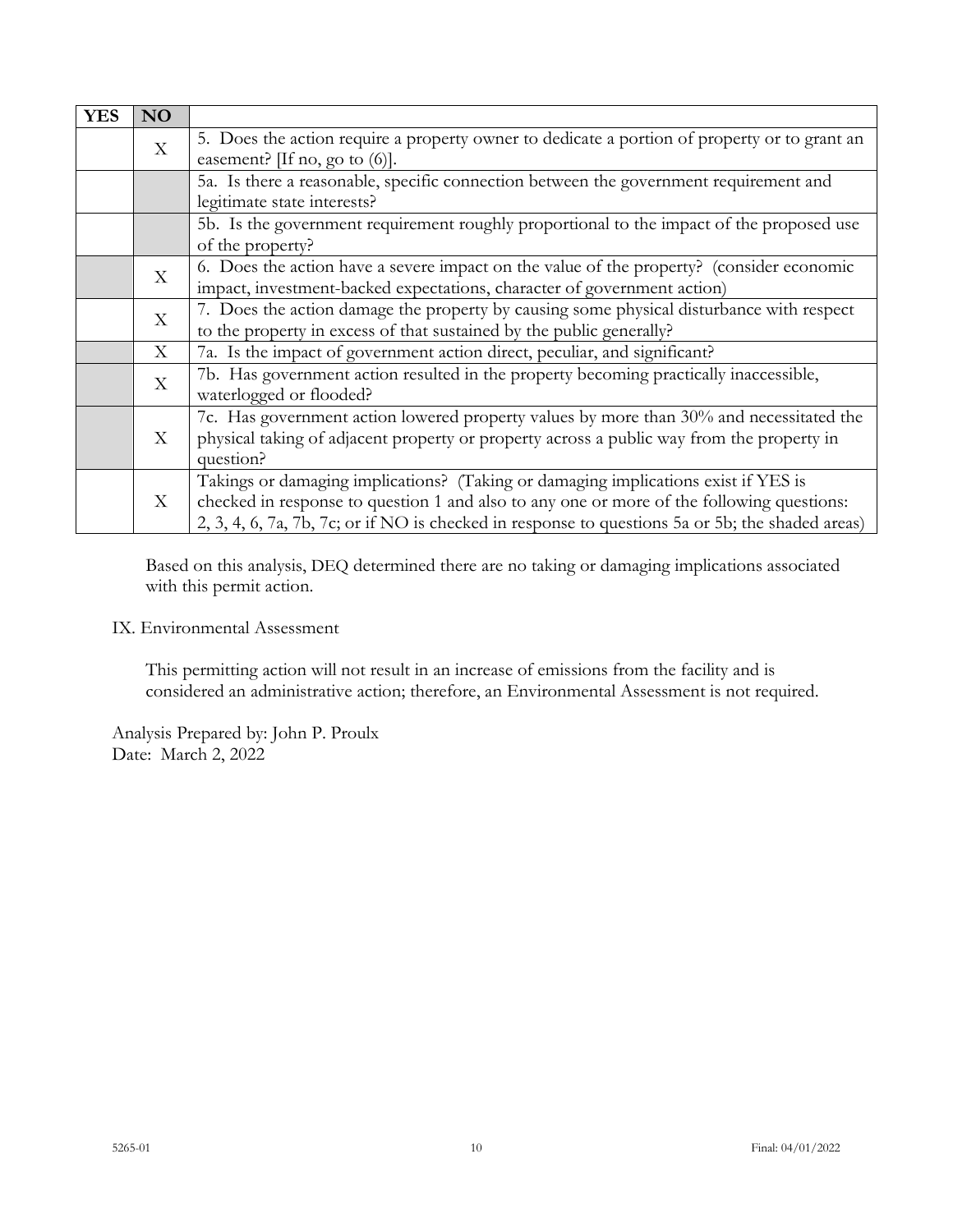| YES | NO | |
|---|---|---|
| | X | 5. Does the action require a property owner to dedicate a portion of property or to grant an easement? [If no, go to (6)]. |
| | | 5a. Is there a reasonable, specific connection between the government requirement and legitimate state interests? |
| | | 5b. Is the government requirement roughly proportional to the impact of the proposed use of the property? |
| | X | 6. Does the action have a severe impact on the value of the property? (consider economic impact, investment-backed expectations, character of government action) |
| | X | 7. Does the action damage the property by causing some physical disturbance with respect to the property in excess of that sustained by the public generally? |
| | X | 7a. Is the impact of government action direct, peculiar, and significant? |
| | X | 7b. Has government action resulted in the property becoming practically inaccessible, waterlogged or flooded? |
| | X | 7c. Has government action lowered property values by more than 30% and necessitated the physical taking of adjacent property or property across a public way from the property in question? |
| | X | Takings or damaging implications? (Taking or damaging implications exist if YES is checked in response to question 1 and also to any one or more of the following questions: 2, 3, 4, 6, 7a, 7b, 7c; or if NO is checked in response to questions 5a or 5b; the shaded areas) |

Based on this analysis, DEQ determined there are no taking or damaging implications associated with this permit action.

IX. Environmental Assessment

This permitting action will not result in an increase of emissions from the facility and is considered an administrative action; therefore, an Environmental Assessment is not required.

Analysis Prepared by: John P. Proulx
Date: March 2, 2022